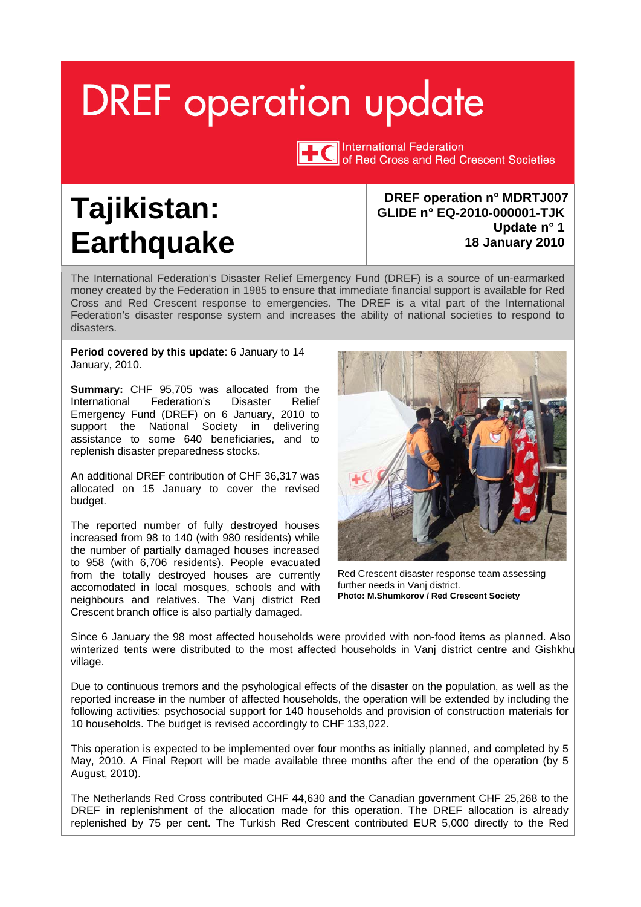# DREF operation update

International Federation of Red Cross and Red Crescent Societies

# Tajikistan: Earthquake

**DREF operation n° MDRTJ007**
**GLIDE n° EQ-2010-000001-TJK**
**Update n° 1**
**18 January 2010**

The International Federation's Disaster Relief Emergency Fund (DREF) is a source of un-earmarked money created by the Federation in 1985 to ensure that immediate financial support is available for Red Cross and Red Crescent response to emergencies. The DREF is a vital part of the International Federation's disaster response system and increases the ability of national societies to respond to disasters.

**Period covered by this update**: 6 January to 14 January, 2010.

**Summary:** CHF 95,705 was allocated from the International Federation's Disaster Relief Emergency Fund (DREF) on 6 January, 2010 to support the National Society in delivering assistance to some 640 beneficiaries, and to replenish disaster preparedness stocks.

An additional DREF contribution of CHF 36,317 was allocated on 15 January to cover the revised budget.

The reported number of fully destroyed houses increased from 98 to 140 (with 980 residents) while the number of partially damaged houses increased to 958 (with 6,706 residents). People evacuated from the totally destroyed houses are currently accomodated in local mosques, schools and with neighbours and relatives. The Vanj district Red Crescent branch office is also partially damaged.

Red Crescent disaster response team assessing further needs in Vanj district.
**Photo: M.Shumkorov / Red Crescent Society**

Since 6 January the 98 most affected households were provided with non-food items as planned. Also winterized tents were distributed to the most affected households in Vanj district centre and Gishkhu village.

Due to continuous tremors and the psyhological effects of the disaster on the population, as well as the reported increase in the number of affected households, the operation will be extended by including the following activities: psychosocial support for 140 households and provision of construction materials for 10 households. The budget is revised accordingly to CHF 133,022.

This operation is expected to be implemented over four months as initially planned, and completed by 5 May, 2010. A Final Report will be made available three months after the end of the operation (by 5 August, 2010).

The Netherlands Red Cross contributed CHF 44,630 and the Canadian government CHF 25,268 to the DREF in replenishment of the allocation made for this operation. The DREF allocation is already replenished by 75 per cent. The Turkish Red Crescent contributed EUR 5,000 directly to the Red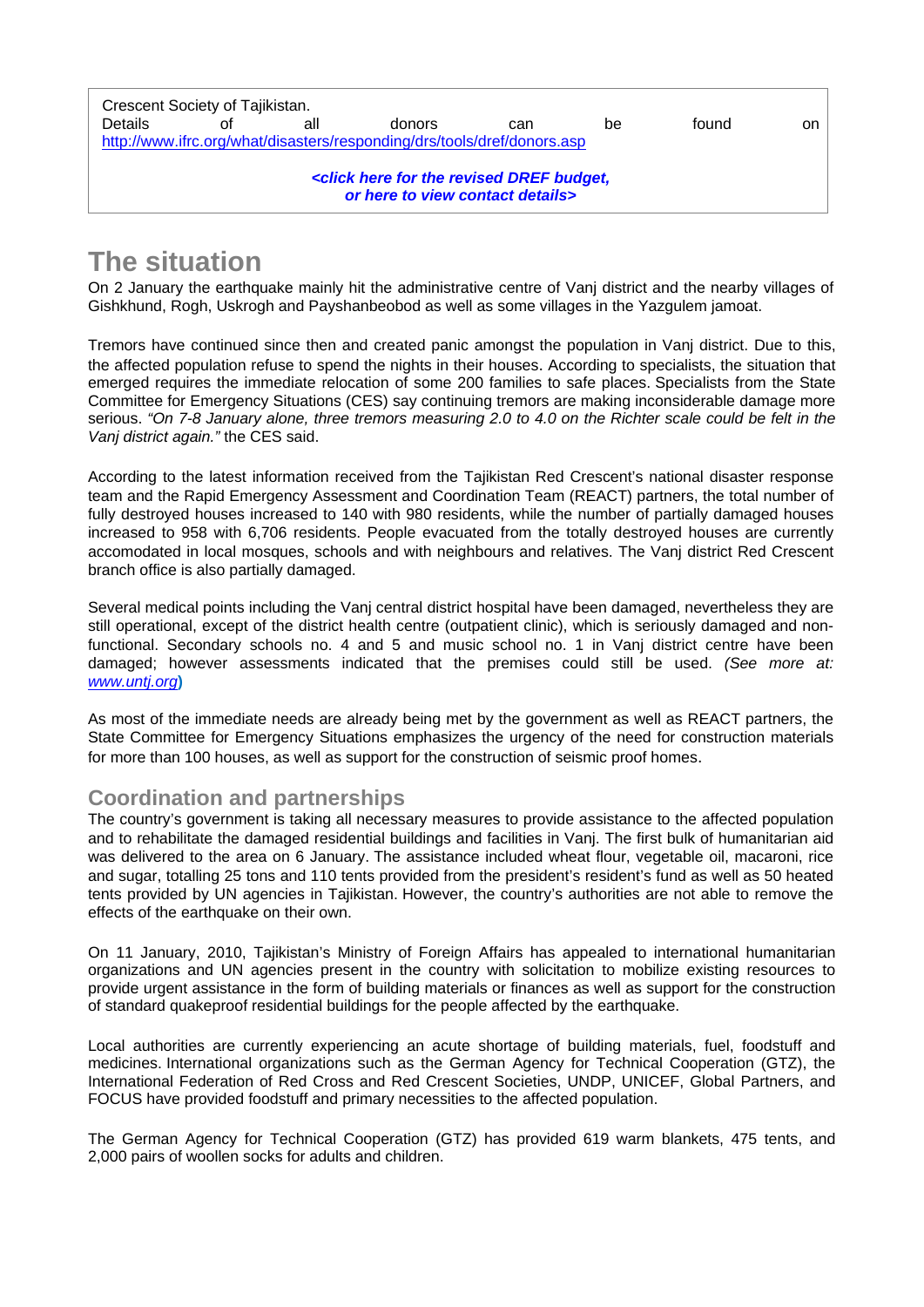Crescent Society of Tajikistan.
Details of all donors can be found on http://www.ifrc.org/what/disasters/responding/drs/tools/dref/donors.asp

***<click here for the revised DREF budget, or here to view contact details>***

# The situation

On 2 January the earthquake mainly hit the administrative centre of Vanj district and the nearby villages of Gishkhund, Rogh, Uskrogh and Payshanbeobod as well as some villages in the Yazgulem jamoat.

Tremors have continued since then and created panic amongst the population in Vanj district. Due to this, the affected population refuse to spend the nights in their houses. According to specialists, the situation that emerged requires the immediate relocation of some 200 families to safe places. Specialists from the State Committee for Emergency Situations (CES) say continuing tremors are making inconsiderable damage more serious. *"On 7-8 January alone, three tremors measuring 2.0 to 4.0 on the Richter scale could be felt in the Vanj district again."* the CES said.

According to the latest information received from the Tajikistan Red Crescent's national disaster response team and the Rapid Emergency Assessment and Coordination Team (REACT) partners, the total number of fully destroyed houses increased to 140 with 980 residents, while the number of partially damaged houses increased to 958 with 6,706 residents. People evacuated from the totally destroyed houses are currently accomodated in local mosques, schools and with neighbours and relatives. The Vanj district Red Crescent branch office is also partially damaged.

Several medical points including the Vanj central district hospital have been damaged, nevertheless they are still operational, except of the district health centre (outpatient clinic), which is seriously damaged and non-functional. Secondary schools no. 4 and 5 and music school no. 1 in Vanj district centre have been damaged; however assessments indicated that the premises could still be used. *(See more at: www.untj.org)*

As most of the immediate needs are already being met by the government as well as REACT partners, the State Committee for Emergency Situations emphasizes the urgency of the need for construction materials for more than 100 houses, as well as support for the construction of seismic proof homes.

## Coordination and partnerships

The country's government is taking all necessary measures to provide assistance to the affected population and to rehabilitate the damaged residential buildings and facilities in Vanj. The first bulk of humanitarian aid was delivered to the area on 6 January. The assistance included wheat flour, vegetable oil, macaroni, rice and sugar, totalling 25 tons and 110 tents provided from the president's resident's fund as well as 50 heated tents provided by UN agencies in Tajikistan. However, the country's authorities are not able to remove the effects of the earthquake on their own.

On 11 January, 2010, Tajikistan's Ministry of Foreign Affairs has appealed to international humanitarian organizations and UN agencies present in the country with solicitation to mobilize existing resources to provide urgent assistance in the form of building materials or finances as well as support for the construction of standard quakeproof residential buildings for the people affected by the earthquake.

Local authorities are currently experiencing an acute shortage of building materials, fuel, foodstuff and medicines. International organizations such as the German Agency for Technical Cooperation (GTZ), the International Federation of Red Cross and Red Crescent Societies, UNDP, UNICEF, Global Partners, and FOCUS have provided foodstuff and primary necessities to the affected population.

The German Agency for Technical Cooperation (GTZ) has provided 619 warm blankets, 475 tents, and 2,000 pairs of woollen socks for adults and children.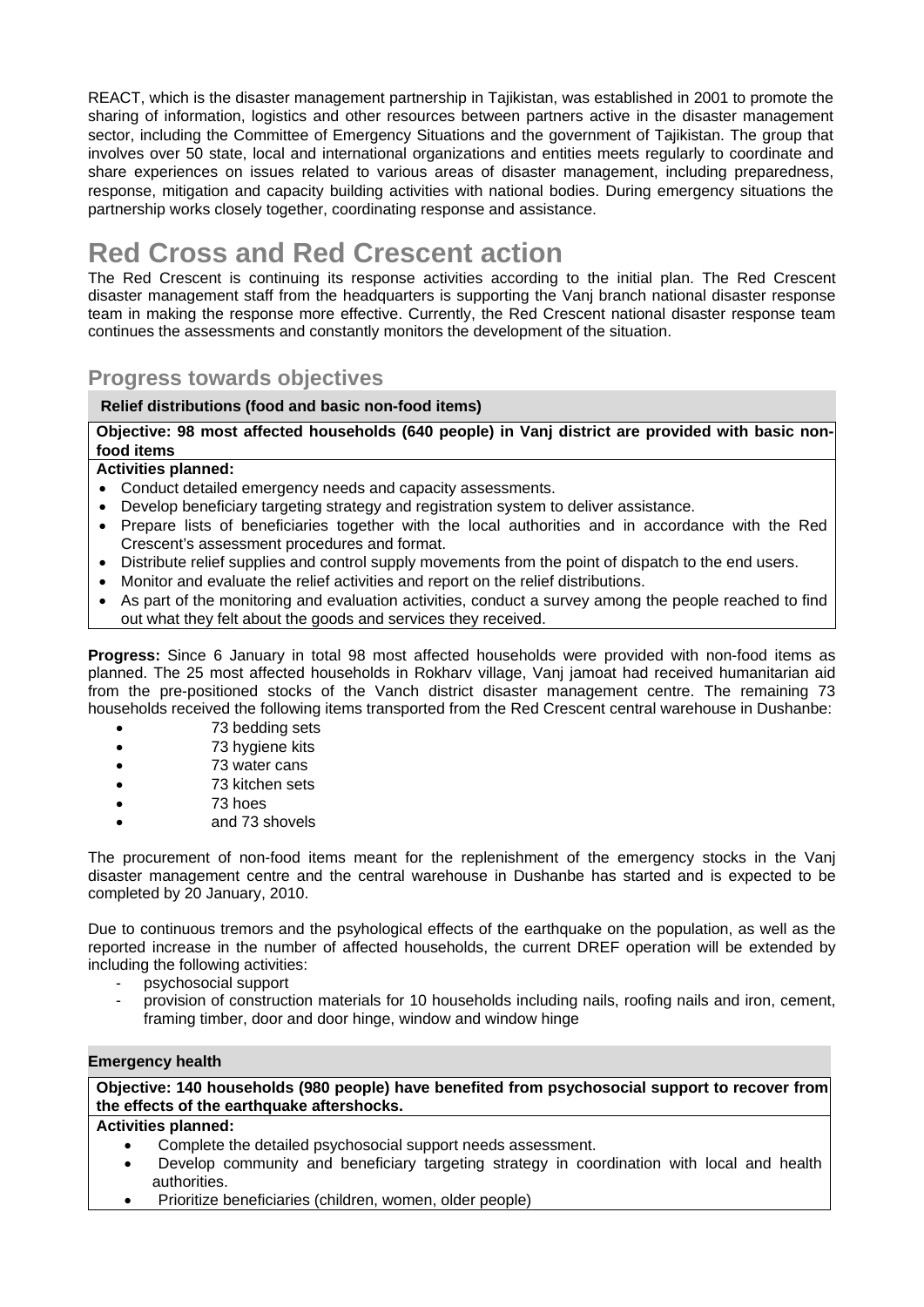REACT, which is the disaster management partnership in Tajikistan, was established in 2001 to promote the sharing of information, logistics and other resources between partners active in the disaster management sector, including the Committee of Emergency Situations and the government of Tajikistan. The group that involves over 50 state, local and international organizations and entities meets regularly to coordinate and share experiences on issues related to various areas of disaster management, including preparedness, response, mitigation and capacity building activities with national bodies. During emergency situations the partnership works closely together, coordinating response and assistance.

# Red Cross and Red Crescent action

The Red Crescent is continuing its response activities according to the initial plan. The Red Crescent disaster management staff from the headquarters is supporting the Vanj branch national disaster response team in making the response more effective. Currently, the Red Crescent national disaster response team continues the assessments and constantly monitors the development of the situation.

## Progress towards objectives

**Relief distributions (food and basic non-food items)**

**Objective: 98 most affected households (640 people) in Vanj district are provided with basic non-food items**

**Activities planned:**

- Conduct detailed emergency needs and capacity assessments.
- Develop beneficiary targeting strategy and registration system to deliver assistance.
- Prepare lists of beneficiaries together with the local authorities and in accordance with the Red Crescent's assessment procedures and format.
- Distribute relief supplies and control supply movements from the point of dispatch to the end users.
- Monitor and evaluate the relief activities and report on the relief distributions.
- As part of the monitoring and evaluation activities, conduct a survey among the people reached to find out what they felt about the goods and services they received.

**Progress:** Since 6 January in total 98 most affected households were provided with non-food items as planned. The 25 most affected households in Rokharv village, Vanj jamoat had received humanitarian aid from the pre-positioned stocks of the Vanch district disaster management centre. The remaining 73 households received the following items transported from the Red Crescent central warehouse in Dushanbe:

- 73 bedding sets
- 73 hygiene kits
- 73 water cans
- 73 kitchen sets
- 73 hoes
- and 73 shovels

The procurement of non-food items meant for the replenishment of the emergency stocks in the Vanj disaster management centre and the central warehouse in Dushanbe has started and is expected to be completed by 20 January, 2010.

Due to continuous tremors and the psyhological effects of the earthquake on the population, as well as the reported increase in the number of affected households, the current DREF operation will be extended by including the following activities:

- psychosocial support
- provision of construction materials for 10 households including nails, roofing nails and iron, cement, framing timber, door and door hinge, window and window hinge

**Emergency health**

**Objective: 140 households (980 people) have benefited from psychosocial support to recover from the effects of the earthquake aftershocks.**

**Activities planned:**

- Complete the detailed psychosocial support needs assessment.
- Develop community and beneficiary targeting strategy in coordination with local and health authorities.
- Prioritize beneficiaries (children, women, older people)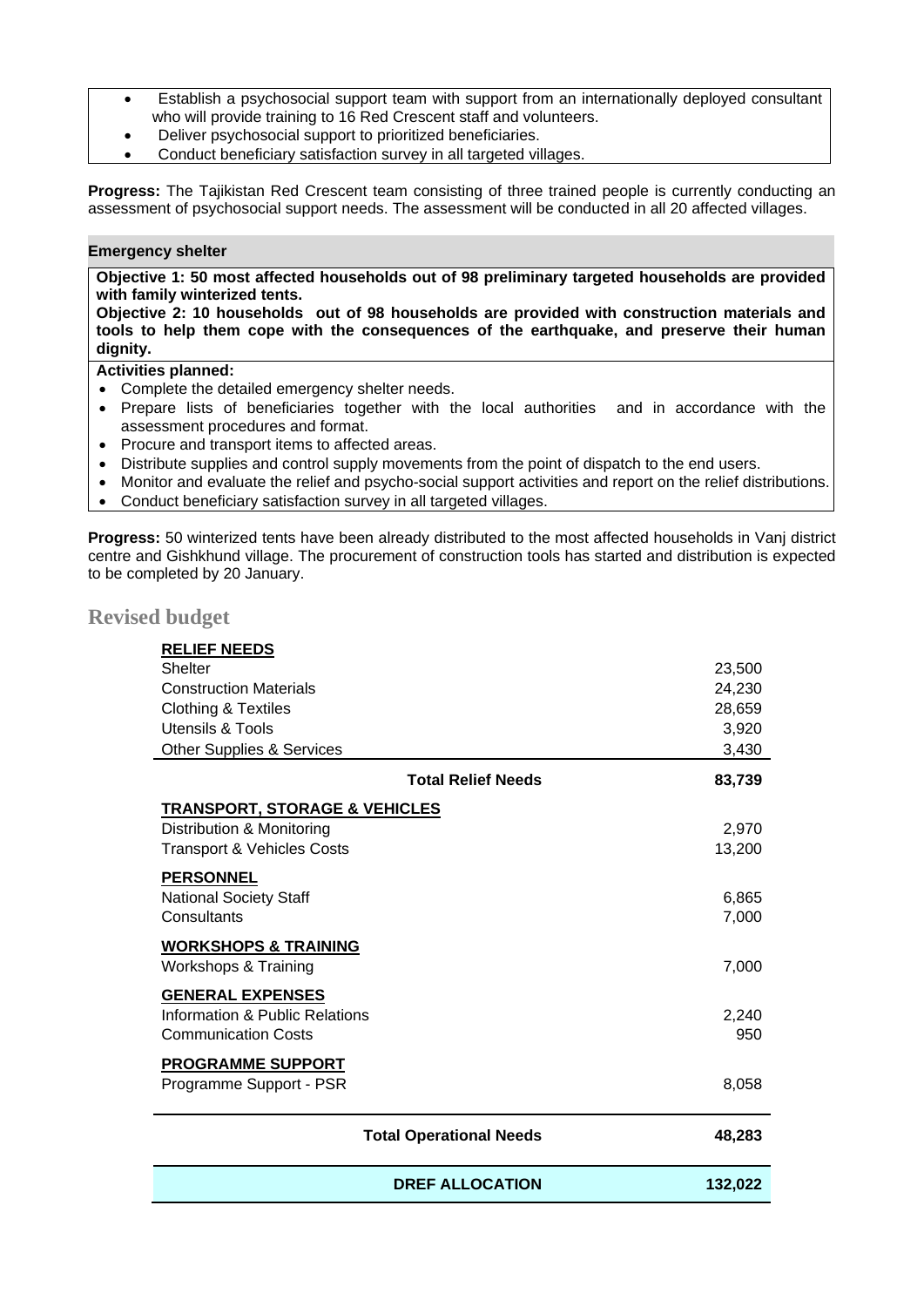- Establish a psychosocial support team with support from an internationally deployed consultant who will provide training to 16 Red Crescent staff and volunteers.
- Deliver psychosocial support to prioritized beneficiaries.
- Conduct beneficiary satisfaction survey in all targeted villages.

**Progress:** The Tajikistan Red Crescent team consisting of three trained people is currently conducting an assessment of psychosocial support needs. The assessment will be conducted in all 20 affected villages.

**Emergency shelter**

**Objective 1: 50 most affected households out of 98 preliminary targeted households are provided with family winterized tents.**
**Objective 2: 10 households out of 98 households are provided with construction materials and tools to help them cope with the consequences of the earthquake, and preserve their human dignity.**

**Activities planned:**

- Complete the detailed emergency shelter needs.
- Prepare lists of beneficiaries together with the local authorities and in accordance with the assessment procedures and format.
- Procure and transport items to affected areas.
- Distribute supplies and control supply movements from the point of dispatch to the end users.
- Monitor and evaluate the relief and psycho-social support activities and report on the relief distributions.
- Conduct beneficiary satisfaction survey in all targeted villages.

**Progress:** 50 winterized tents have been already distributed to the most affected households in Vanj district centre and Gishkhund village. The procurement of construction tools has started and distribution is expected to be completed by 20 January.

## Revised budget

| | |
|---|---|
| **RELIEF NEEDS** | |
| Shelter | 23,500 |
| Construction Materials | 24,230 |
| Clothing & Textiles | 28,659 |
| Utensils & Tools | 3,920 |
| Other Supplies & Services | 3,430 |
| **Total Relief Needs** | **83,739** |
| **TRANSPORT, STORAGE & VEHICLES** | |
| Distribution & Monitoring | 2,970 |
| Transport & Vehicles Costs | 13,200 |
| **PERSONNEL** | |
| National Society Staff | 6,865 |
| Consultants | 7,000 |
| **WORKSHOPS & TRAINING** | |
| Workshops & Training | 7,000 |
| **GENERAL EXPENSES** | |
| Information & Public Relations | 2,240 |
| Communication Costs | 950 |
| **PROGRAMME SUPPORT** | |
| Programme Support - PSR | 8,058 |
| **Total Operational Needs** | **48,283** |
| **DREF ALLOCATION** | **132,022** |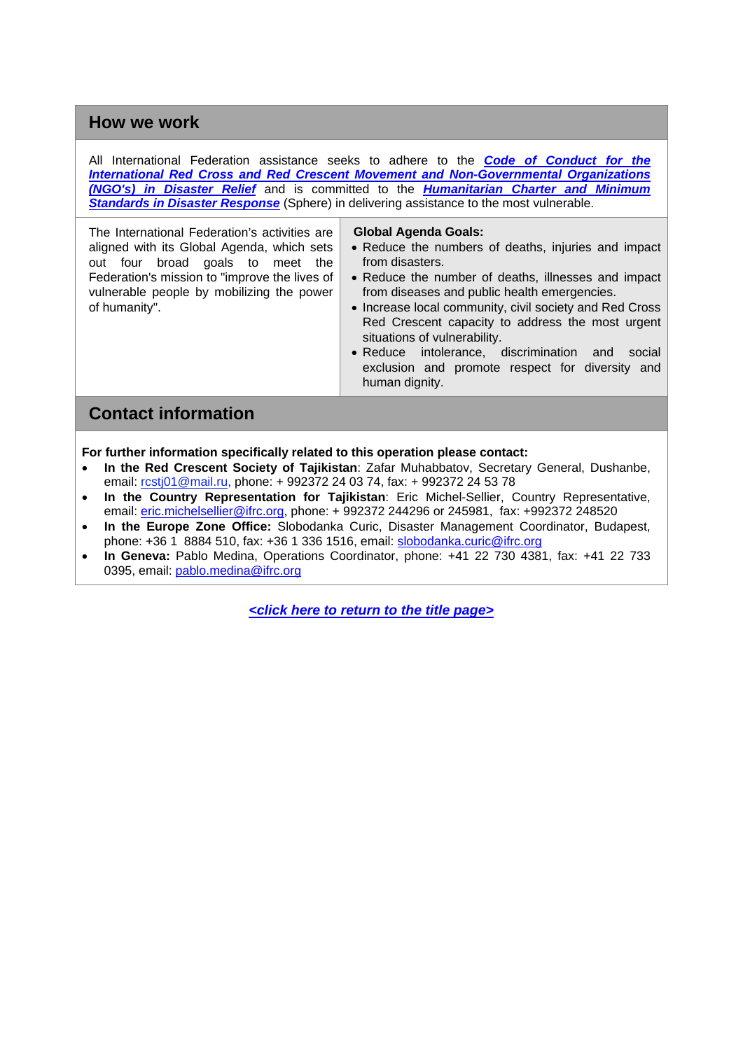## How we work

All International Federation assistance seeks to adhere to the ***Code of Conduct for the International Red Cross and Red Crescent Movement and Non-Governmental Organizations (NGO's) in Disaster Relief*** and is committed to the ***Humanitarian Charter and Minimum Standards in Disaster Response*** (Sphere) in delivering assistance to the most vulnerable.

The International Federation's activities are aligned with its Global Agenda, which sets out four broad goals to meet the Federation's mission to "improve the lives of vulnerable people by mobilizing the power of humanity".

**Global Agenda Goals:**

- Reduce the numbers of deaths, injuries and impact from disasters.
- Reduce the number of deaths, illnesses and impact from diseases and public health emergencies.
- Increase local community, civil society and Red Cross Red Crescent capacity to address the most urgent situations of vulnerability.
- Reduce intolerance, discrimination and social exclusion and promote respect for diversity and human dignity.

## Contact information

**For further information specifically related to this operation please contact:**

- **In the Red Crescent Society of Tajikistan**: Zafar Muhabbatov, Secretary General, Dushanbe, email: rcstj01@mail.ru, phone: + 992372 24 03 74, fax: + 992372 24 53 78
- **In the Country Representation for Tajikistan**: Eric Michel-Sellier, Country Representative, email: eric.michelsellier@ifrc.org, phone: + 992372 244296 or 245981, fax: +992372 248520
- **In the Europe Zone Office:** Slobodanka Curic, Disaster Management Coordinator, Budapest, phone: +36 1 8884 510, fax: +36 1 336 1516, email: slobodanka.curic@ifrc.org
- **In Geneva:** Pablo Medina, Operations Coordinator, phone: +41 22 730 4381, fax: +41 22 733 0395, email: pablo.medina@ifrc.org

***<click here to return to the title page>***